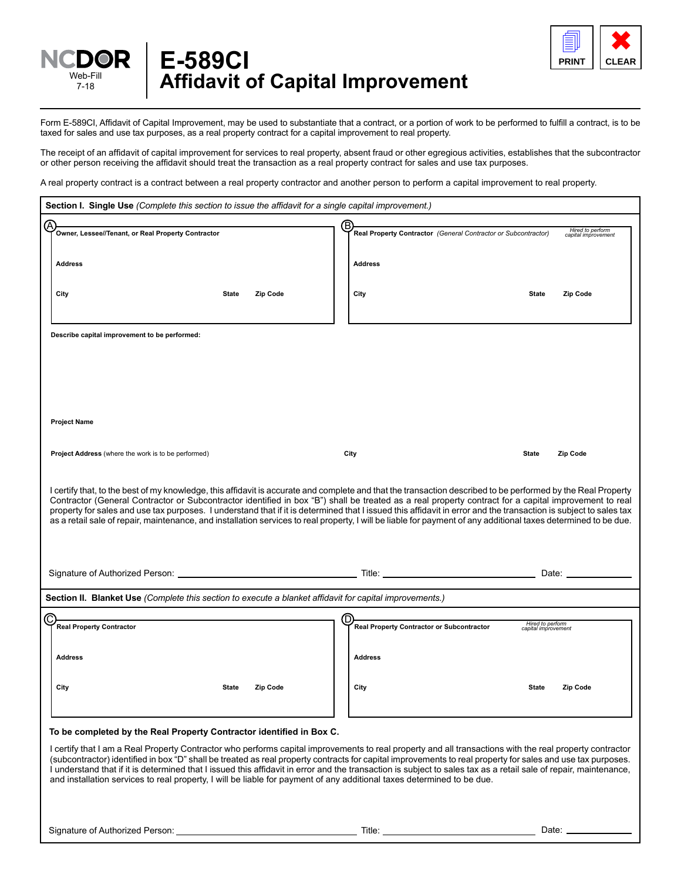NCDOR
Web-Fill
7-18

# E-589CI
# Affidavit of Capital Improvement

PRINT | CLEAR

Form E-589CI, Affidavit of Capital Improvement, may be used to substantiate that a contract, or a portion of work to be performed to fulfill a contract, is to be taxed for sales and use tax purposes, as a real property contract for a capital improvement to real property.

The receipt of an affidavit of capital improvement for services to real property, absent fraud or other egregious activities, establishes that the subcontractor or other person receiving the affidavit should treat the transaction as a real property contract for sales and use tax purposes.

A real property contract is a contract between a real property contractor and another person to perform a capital improvement to real property.

## Section I. Single Use *(Complete this section to issue the affidavit for a single capital improvement.)*

**(A)**

**Owner, Lessee//Tenant, or Real Property Contractor**

**Address**

**City** **State** **Zip Code**

**(B)**

**Real Property Contractor** *(General Contractor or Subcontractor)* *Hired to perform capital improvement*

**Address**

**City** **State** **Zip Code**

**Describe capital improvement to be performed:**

**Project Name**

**Project Address** (where the work is to be performed) **City** **State** **Zip Code**

I certify that, to the best of my knowledge, this affidavit is accurate and complete and that the transaction described to be performed by the Real Property Contractor (General Contractor or Subcontractor identified in box "B") shall be treated as a real property contract for a capital improvement to real property for sales and use tax purposes. I understand that if it is determined that I issued this affidavit in error and the transaction is subject to sales tax as a retail sale of repair, maintenance, and installation services to real property, I will be liable for payment of any additional taxes determined to be due.

Signature of Authorized Person: ____________________ Title: ____________________ Date: __________

## Section II. Blanket Use *(Complete this section to execute a blanket affidavit for capital improvements.)*

**(C)**

**Real Property Contractor**

**Address**

**City** **State** **Zip Code**

**(D)**

**Real Property Contractor or Subcontractor** *Hired to perform capital improvement*

**Address**

**City** **State** **Zip Code**

**To be completed by the Real Property Contractor identified in Box C.**

I certify that I am a Real Property Contractor who performs capital improvements to real property and all transactions with the real property contractor (subcontractor) identified in box "D" shall be treated as real property contracts for capital improvements to real property for sales and use tax purposes. I understand that if it is determined that I issued this affidavit in error and the transaction is subject to sales tax as a retail sale of repair, maintenance, and installation services to real property, I will be liable for payment of any additional taxes determined to be due.

Signature of Authorized Person: ____________________ Title: ____________________ Date: __________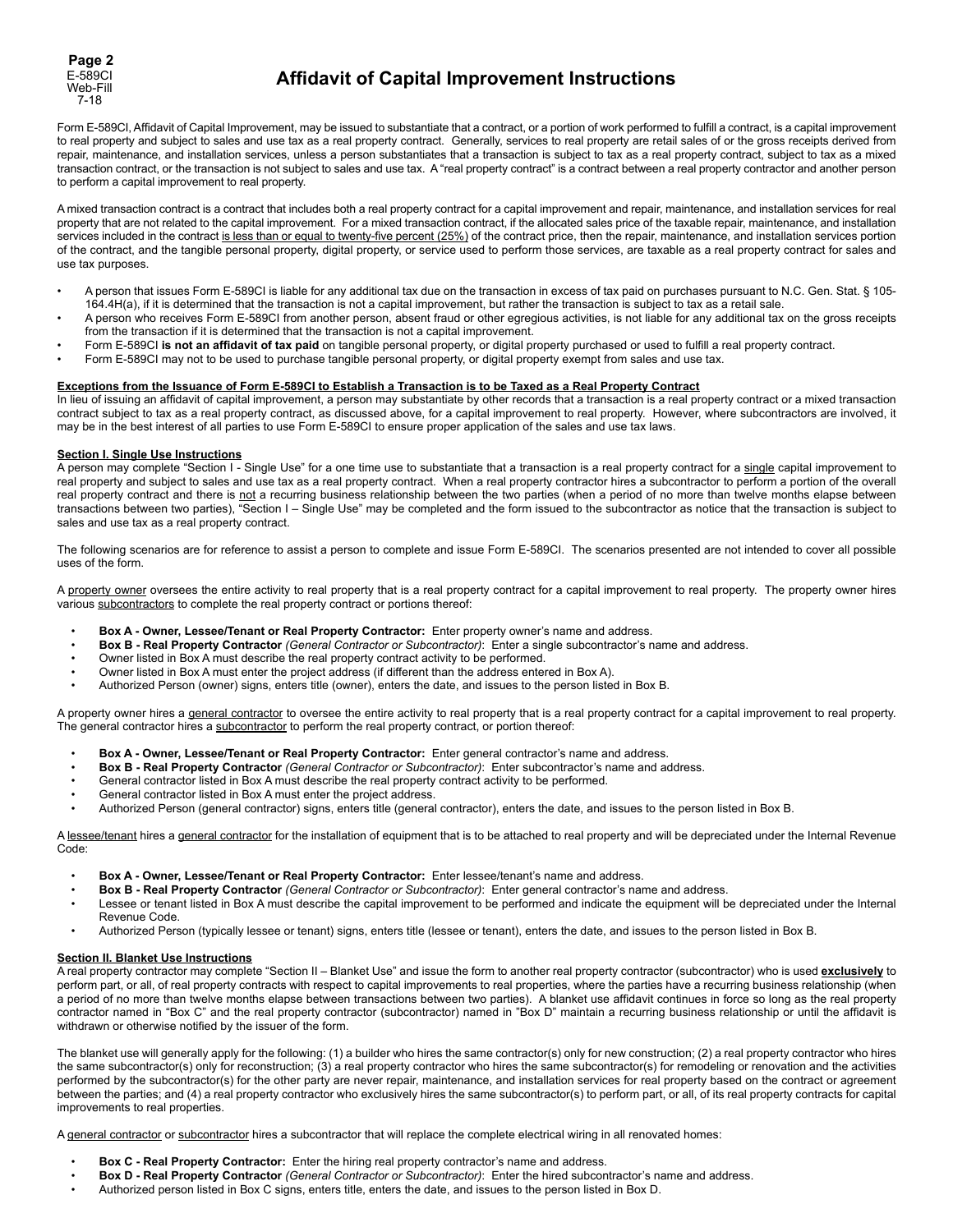# Affidavit of Capital Improvement Instructions

Form E-589CI, Affidavit of Capital Improvement, may be issued to substantiate that a contract, or a portion of work performed to fulfill a contract, is a capital improvement to real property and subject to sales and use tax as a real property contract. Generally, services to real property are retail sales of or the gross receipts derived from repair, maintenance, and installation services, unless a person substantiates that a transaction is subject to tax as a real property contract, subject to tax as a mixed transaction contract, or the transaction is not subject to sales and use tax. A "real property contract" is a contract between a real property contractor and another person to perform a capital improvement to real property.

A mixed transaction contract is a contract that includes both a real property contract for a capital improvement and repair, maintenance, and installation services for real property that are not related to the capital improvement. For a mixed transaction contract, if the allocated sales price of the taxable repair, maintenance, and installation services included in the contract is less than or equal to twenty-five percent (25%) of the contract price, then the repair, maintenance, and installation services portion of the contract, and the tangible personal property, digital property, or service used to perform those services, are taxable as a real property contract for sales and use tax purposes.

- A person that issues Form E-589CI is liable for any additional tax due on the transaction in excess of tax paid on purchases pursuant to N.C. Gen. Stat. § 105-164.4H(a), if it is determined that the transaction is not a capital improvement, but rather the transaction is subject to tax as a retail sale.
- A person who receives Form E-589CI from another person, absent fraud or other egregious activities, is not liable for any additional tax on the gross receipts from the transaction if it is determined that the transaction is not a capital improvement.
- Form E-589CI **is not an affidavit of tax paid** on tangible personal property, or digital property purchased or used to fulfill a real property contract.
- Form E-589CI may not to be used to purchase tangible personal property, or digital property exempt from sales and use tax.

**Exceptions from the Issuance of Form E-589CI to Establish a Transaction is to be Taxed as a Real Property Contract**

In lieu of issuing an affidavit of capital improvement, a person may substantiate by other records that a transaction is a real property contract or a mixed transaction contract subject to tax as a real property contract, as discussed above, for a capital improvement to real property. However, where subcontractors are involved, it may be in the best interest of all parties to use Form E-589CI to ensure proper application of the sales and use tax laws.

**Section I. Single Use Instructions**

A person may complete "Section I - Single Use" for a one time use to substantiate that a transaction is a real property contract for a single capital improvement to real property and subject to sales and use tax as a real property contract. When a real property contractor hires a subcontractor to perform a portion of the overall real property contract and there is not a recurring business relationship between the two parties (when a period of no more than twelve months elapse between transactions between two parties), "Section I – Single Use" may be completed and the form issued to the subcontractor as notice that the transaction is subject to sales and use tax as a real property contract.

The following scenarios are for reference to assist a person to complete and issue Form E-589CI. The scenarios presented are not intended to cover all possible uses of the form.

A property owner oversees the entire activity to real property that is a real property contract for a capital improvement to real property. The property owner hires various subcontractors to complete the real property contract or portions thereof:

- **Box A - Owner, Lessee/Tenant or Real Property Contractor:** Enter property owner's name and address.
- **Box B - Real Property Contractor** *(General Contractor or Subcontractor)*: Enter a single subcontractor's name and address.
- Owner listed in Box A must describe the real property contract activity to be performed.
- Owner listed in Box A must enter the project address (if different than the address entered in Box A).
- Authorized Person (owner) signs, enters title (owner), enters the date, and issues to the person listed in Box B.

A property owner hires a general contractor to oversee the entire activity to real property that is a real property contract for a capital improvement to real property. The general contractor hires a subcontractor to perform the real property contract, or portion thereof:

- **Box A - Owner, Lessee/Tenant or Real Property Contractor:** Enter general contractor's name and address.
- **Box B - Real Property Contractor** *(General Contractor or Subcontractor)*: Enter subcontractor's name and address.
- General contractor listed in Box A must describe the real property contract activity to be performed.
- General contractor listed in Box A must enter the project address.
- Authorized Person (general contractor) signs, enters title (general contractor), enters the date, and issues to the person listed in Box B.

A lessee/tenant hires a general contractor for the installation of equipment that is to be attached to real property and will be depreciated under the Internal Revenue Code:

- **Box A - Owner, Lessee/Tenant or Real Property Contractor:** Enter lessee/tenant's name and address.
- **Box B - Real Property Contractor** *(General Contractor or Subcontractor)*: Enter general contractor's name and address.
- Lessee or tenant listed in Box A must describe the capital improvement to be performed and indicate the equipment will be depreciated under the Internal Revenue Code.
- Authorized Person (typically lessee or tenant) signs, enters title (lessee or tenant), enters the date, and issues to the person listed in Box B.

**Section II. Blanket Use Instructions**

A real property contractor may complete "Section II – Blanket Use" and issue the form to another real property contractor (subcontractor) who is used **exclusively** to perform part, or all, of real property contracts with respect to capital improvements to real properties, where the parties have a recurring business relationship (when a period of no more than twelve months elapse between transactions between two parties). A blanket use affidavit continues in force so long as the real property contractor named in "Box C" and the real property contractor (subcontractor) named in "Box D" maintain a recurring business relationship or until the affidavit is withdrawn or otherwise notified by the issuer of the form.

The blanket use will generally apply for the following: (1) a builder who hires the same contractor(s) only for new construction; (2) a real property contractor who hires the same subcontractor(s) only for reconstruction; (3) a real property contractor who hires the same subcontractor(s) for remodeling or renovation and the activities performed by the subcontractor(s) for the other party are never repair, maintenance, and installation services for real property based on the contract or agreement between the parties; and (4) a real property contractor who exclusively hires the same subcontractor(s) to perform part, or all, of its real property contracts for capital improvements to real properties.

A general contractor or subcontractor hires a subcontractor that will replace the complete electrical wiring in all renovated homes:

- **Box C - Real Property Contractor:** Enter the hiring real property contractor's name and address.
- **Box D - Real Property Contractor** *(General Contractor or Subcontractor)*: Enter the hired subcontractor's name and address.
- Authorized person listed in Box C signs, enters title, enters the date, and issues to the person listed in Box D.